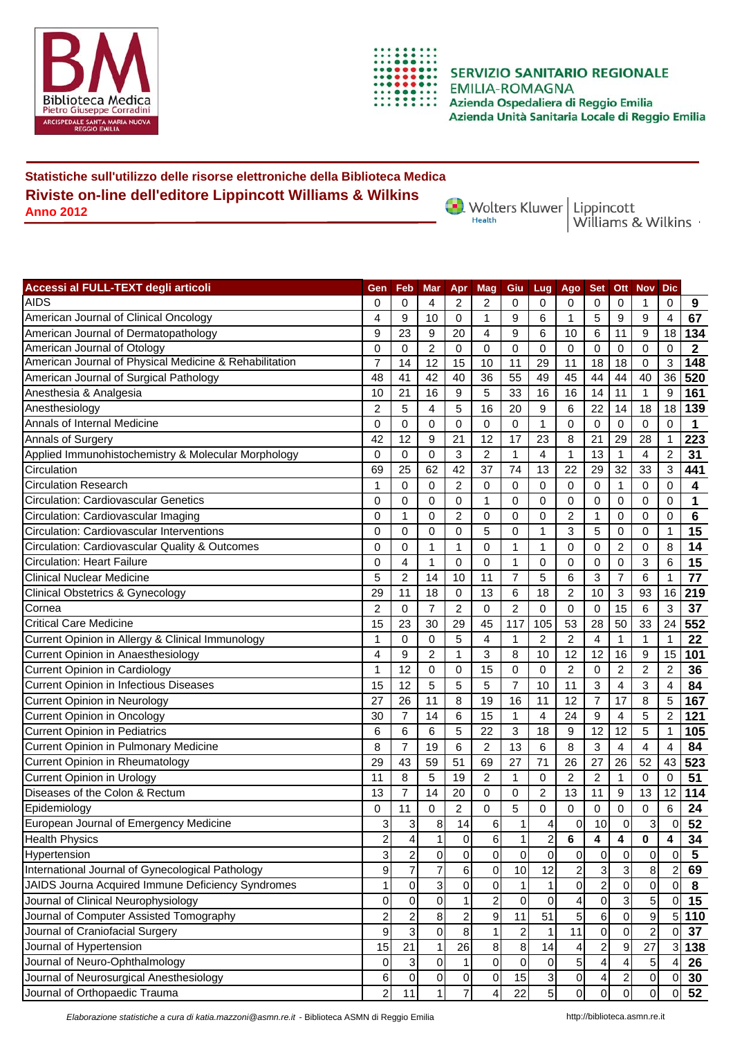SERVIZIO SANITARIO REGIONALE
EMILIA-ROMAGNA
Azienda Ospedaliera di Reggio Emilia
Azienda Unità Sanitaria Locale di Reggio Emilia

## Statistiche sull'utilizzo delle risorse elettroniche della Biblioteca Medica

## Riviste on-line dell'editore Lippincott Williams & Wilkins

**Anno 2012**

| Accessi al FULL-TEXT degli articoli | Gen | Feb | Mar | Apr | Mag | Giu | Lug | Ago | Set | Ott | Nov | Dic | |
|---|---|---|---|---|---|---|---|---|---|---|---|---|---|
| AIDS | 0 | 0 | 4 | 2 | 2 | 0 | 0 | 0 | 0 | 0 | 1 | 0 | **9** |
| American Journal of Clinical Oncology | 4 | 9 | 10 | 0 | 1 | 9 | 6 | 1 | 5 | 9 | 9 | 4 | **67** |
| American Journal of Dermatopathology | 9 | 23 | 9 | 20 | 4 | 9 | 6 | 10 | 6 | 11 | 9 | 18 | **134** |
| American Journal of Otology | 0 | 0 | 2 | 0 | 0 | 0 | 0 | 0 | 0 | 0 | 0 | 0 | **2** |
| American Journal of Physical Medicine & Rehabilitation | 7 | 14 | 12 | 15 | 10 | 11 | 29 | 11 | 18 | 18 | 0 | 3 | **148** |
| American Journal of Surgical Pathology | 48 | 41 | 42 | 40 | 36 | 55 | 49 | 45 | 44 | 44 | 40 | 36 | **520** |
| Anesthesia & Analgesia | 10 | 21 | 16 | 9 | 5 | 33 | 16 | 16 | 14 | 11 | 1 | 9 | **161** |
| Anesthesiology | 2 | 5 | 4 | 5 | 16 | 20 | 9 | 6 | 22 | 14 | 18 | 18 | **139** |
| Annals of Internal Medicine | 0 | 0 | 0 | 0 | 0 | 0 | 1 | 0 | 0 | 0 | 0 | 0 | **1** |
| Annals of Surgery | 42 | 12 | 9 | 21 | 12 | 17 | 23 | 8 | 21 | 29 | 28 | 1 | **223** |
| Applied Immunohistochemistry & Molecular Morphology | 0 | 0 | 0 | 3 | 2 | 1 | 4 | 1 | 13 | 1 | 4 | 2 | **31** |
| Circulation | 69 | 25 | 62 | 42 | 37 | 74 | 13 | 22 | 29 | 32 | 33 | 3 | **441** |
| Circulation Research | 1 | 0 | 0 | 2 | 0 | 0 | 0 | 0 | 0 | 1 | 0 | 0 | **4** |
| Circulation: Cardiovascular Genetics | 0 | 0 | 0 | 0 | 1 | 0 | 0 | 0 | 0 | 0 | 0 | 0 | **1** |
| Circulation: Cardiovascular Imaging | 0 | 1 | 0 | 2 | 0 | 0 | 0 | 2 | 1 | 0 | 0 | 0 | **6** |
| Circulation: Cardiovascular Interventions | 0 | 0 | 0 | 0 | 5 | 0 | 1 | 3 | 5 | 0 | 0 | 1 | **15** |
| Circulation: Cardiovascular Quality & Outcomes | 0 | 0 | 1 | 1 | 0 | 1 | 1 | 0 | 0 | 2 | 0 | 8 | **14** |
| Circulation: Heart Failure | 0 | 4 | 1 | 0 | 0 | 1 | 0 | 0 | 0 | 0 | 3 | 6 | **15** |
| Clinical Nuclear Medicine | 5 | 2 | 14 | 10 | 11 | 7 | 5 | 6 | 3 | 7 | 6 | 1 | **77** |
| Clinical Obstetrics & Gynecology | 29 | 11 | 18 | 0 | 13 | 6 | 18 | 2 | 10 | 3 | 93 | 16 | **219** |
| Cornea | 2 | 0 | 7 | 2 | 0 | 2 | 0 | 0 | 0 | 15 | 6 | 3 | **37** |
| Critical Care Medicine | 15 | 23 | 30 | 29 | 45 | 117 | 105 | 53 | 28 | 50 | 33 | 24 | **552** |
| Current Opinion in Allergy & Clinical Immunology | 1 | 0 | 0 | 5 | 4 | 1 | 2 | 2 | 4 | 1 | 1 | 1 | **22** |
| Current Opinion in Anaesthesiology | 4 | 9 | 2 | 1 | 3 | 8 | 10 | 12 | 12 | 16 | 9 | 15 | **101** |
| Current Opinion in Cardiology | 1 | 12 | 0 | 0 | 15 | 0 | 0 | 2 | 0 | 2 | 2 | 2 | **36** |
| Current Opinion in Infectious Diseases | 15 | 12 | 5 | 5 | 5 | 7 | 10 | 11 | 3 | 4 | 3 | 4 | **84** |
| Current Opinion in Neurology | 27 | 26 | 11 | 8 | 19 | 16 | 11 | 12 | 7 | 17 | 8 | 5 | **167** |
| Current Opinion in Oncology | 30 | 7 | 14 | 6 | 15 | 1 | 4 | 24 | 9 | 4 | 5 | 2 | **121** |
| Current Opinion in Pediatrics | 6 | 6 | 6 | 5 | 22 | 3 | 18 | 9 | 12 | 12 | 5 | 1 | **105** |
| Current Opinion in Pulmonary Medicine | 8 | 7 | 19 | 6 | 2 | 13 | 6 | 8 | 3 | 4 | 4 | 4 | **84** |
| Current Opinion in Rheumatology | 29 | 43 | 59 | 51 | 69 | 27 | 71 | 26 | 27 | 26 | 52 | 43 | **523** |
| Current Opinion in Urology | 11 | 8 | 5 | 19 | 2 | 1 | 0 | 2 | 2 | 1 | 0 | 0 | **51** |
| Diseases of the Colon & Rectum | 13 | 7 | 14 | 20 | 0 | 0 | 2 | 13 | 11 | 9 | 13 | 12 | **114** |
| Epidemiology | 0 | 11 | 0 | 2 | 0 | 5 | 0 | 0 | 0 | 0 | 0 | 6 | **24** |
| European Journal of Emergency Medicine | 3 | 3 | 8 | 14 | 6 | 1 | 4 | 0 | 10 | 0 | 3 | 0 | **52** |
| Health Physics | 2 | 4 | 1 | 0 | 6 | 1 | 2 | **6** | **4** | **4** | **0** | **4** | **34** |
| Hypertension | 3 | 2 | 0 | 0 | 0 | 0 | 0 | 0 | 0 | 0 | 0 | 0 | **5** |
| International Journal of Gynecological Pathology | 9 | 7 | 7 | 6 | 0 | 10 | 12 | 2 | 3 | 3 | 8 | 2 | **69** |
| JAIDS Journa Acquired Immune Deficiency Syndromes | 1 | 0 | 3 | 0 | 0 | 1 | 1 | 0 | 2 | 0 | 0 | 0 | **8** |
| Journal of Clinical Neurophysiology | 0 | 0 | 0 | 1 | 2 | 0 | 0 | 4 | 0 | 3 | 5 | 0 | **15** |
| Journal of Computer Assisted Tomography | 2 | 2 | 8 | 2 | 9 | 11 | 51 | 5 | 6 | 0 | 9 | 5 | **110** |
| Journal of Craniofacial Surgery | 9 | 3 | 0 | 8 | 1 | 2 | 1 | 11 | 0 | 0 | 2 | 0 | **37** |
| Journal of Hypertension | 15 | 21 | 1 | 26 | 8 | 8 | 14 | 4 | 2 | 9 | 27 | 3 | **138** |
| Journal of Neuro-Ophthalmology | 0 | 3 | 0 | 1 | 0 | 0 | 0 | 5 | 4 | 4 | 5 | 4 | **26** |
| Journal of Neurosurgical Anesthesiology | 6 | 0 | 0 | 0 | 0 | 15 | 3 | 0 | 4 | 2 | 0 | 0 | **30** |
| Journal of Orthopaedic Trauma | 2 | 11 | 1 | 7 | 4 | 22 | 5 | 0 | 0 | 0 | 0 | 0 | **52** |

*Elaborazione statistiche a cura di katia.mazzoni@asmn.re.it* - Biblioteca ASMN di Reggio Emilia    http://biblioteca.asmn.re.it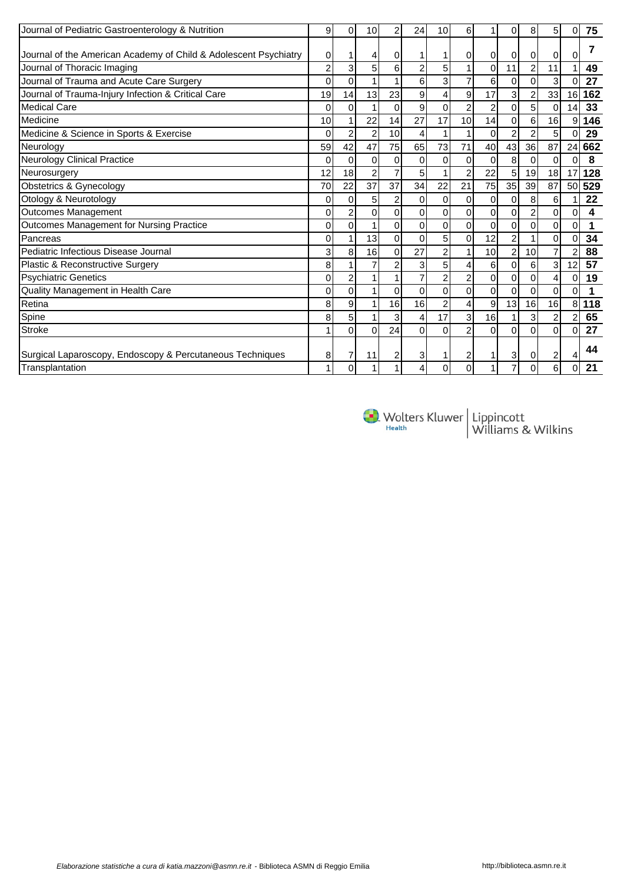| | | | | | | | | | | | | | |
|---|---|---|---|---|---|---|---|---|---|---|---|---|---|
| Journal of Pediatric Gastroenterology & Nutrition | 9 | 0 | 10 | 2 | 24 | 10 | 6 | 1 | 0 | 8 | 5 | 0 | **75** |
| Journal of the American Academy of Child & Adolescent Psychiatry | 0 | 1 | 4 | 0 | 1 | 1 | 0 | 0 | 0 | 0 | 0 | 0 | **7** |
| Journal of Thoracic Imaging | 2 | 3 | 5 | 6 | 2 | 5 | 1 | 0 | 11 | 2 | 11 | 1 | **49** |
| Journal of Trauma and Acute Care Surgery | 0 | 0 | 1 | 1 | 6 | 3 | 7 | 6 | 0 | 0 | 3 | 0 | **27** |
| Journal of Trauma-Injury Infection & Critical Care | 19 | 14 | 13 | 23 | 9 | 4 | 9 | 17 | 3 | 2 | 33 | 16 | **162** |
| Medical Care | 0 | 0 | 1 | 0 | 9 | 0 | 2 | 2 | 0 | 5 | 0 | 14 | **33** |
| Medicine | 10 | 1 | 22 | 14 | 27 | 17 | 10 | 14 | 0 | 6 | 16 | 9 | **146** |
| Medicine & Science in Sports & Exercise | 0 | 2 | 2 | 10 | 4 | 1 | 1 | 0 | 2 | 2 | 5 | 0 | **29** |
| Neurology | 59 | 42 | 47 | 75 | 65 | 73 | 71 | 40 | 43 | 36 | 87 | 24 | **662** |
| Neurology Clinical Practice | 0 | 0 | 0 | 0 | 0 | 0 | 0 | 0 | 8 | 0 | 0 | 0 | **8** |
| Neurosurgery | 12 | 18 | 2 | 7 | 5 | 1 | 2 | 22 | 5 | 19 | 18 | 17 | **128** |
| Obstetrics & Gynecology | 70 | 22 | 37 | 37 | 34 | 22 | 21 | 75 | 35 | 39 | 87 | 50 | **529** |
| Otology & Neurotology | 0 | 0 | 5 | 2 | 0 | 0 | 0 | 0 | 0 | 8 | 6 | 1 | **22** |
| Outcomes Management | 0 | 2 | 0 | 0 | 0 | 0 | 0 | 0 | 0 | 2 | 0 | 0 | **4** |
| Outcomes Management for Nursing Practice | 0 | 0 | 1 | 0 | 0 | 0 | 0 | 0 | 0 | 0 | 0 | 0 | **1** |
| Pancreas | 0 | 1 | 13 | 0 | 0 | 5 | 0 | 12 | 2 | 1 | 0 | 0 | **34** |
| Pediatric Infectious Disease Journal | 3 | 8 | 16 | 0 | 27 | 2 | 1 | 10 | 2 | 10 | 7 | 2 | **88** |
| Plastic & Reconstructive Surgery | 8 | 1 | 7 | 2 | 3 | 5 | 4 | 6 | 0 | 6 | 3 | 12 | **57** |
| Psychiatric Genetics | 0 | 2 | 1 | 1 | 7 | 2 | 2 | 0 | 0 | 0 | 4 | 0 | **19** |
| Quality Management in Health Care | 0 | 0 | 1 | 0 | 0 | 0 | 0 | 0 | 0 | 0 | 0 | 0 | **1** |
| Retina | 8 | 9 | 1 | 16 | 16 | 2 | 4 | 9 | 13 | 16 | 16 | 8 | **118** |
| Spine | 8 | 5 | 1 | 3 | 4 | 17 | 3 | 16 | 1 | 3 | 2 | 2 | **65** |
| Stroke | 1 | 0 | 0 | 24 | 0 | 0 | 2 | 0 | 0 | 0 | 0 | 0 | **27** |
| Surgical Laparoscopy, Endoscopy & Percutaneous Techniques | 8 | 7 | 11 | 2 | 3 | 1 | 2 | 1 | 3 | 0 | 2 | 4 | **44** |
| Transplantation | 1 | 0 | 1 | 1 | 4 | 0 | 0 | 1 | 7 | 0 | 6 | 0 | **21** |

Wolters Kluwer Health | Lippincott Williams & Wilkins

*Elaborazione statistiche a cura di katia.mazzoni@asmn.re.it* - Biblioteca ASMN di Reggio Emilia    http://biblioteca.asmn.re.it